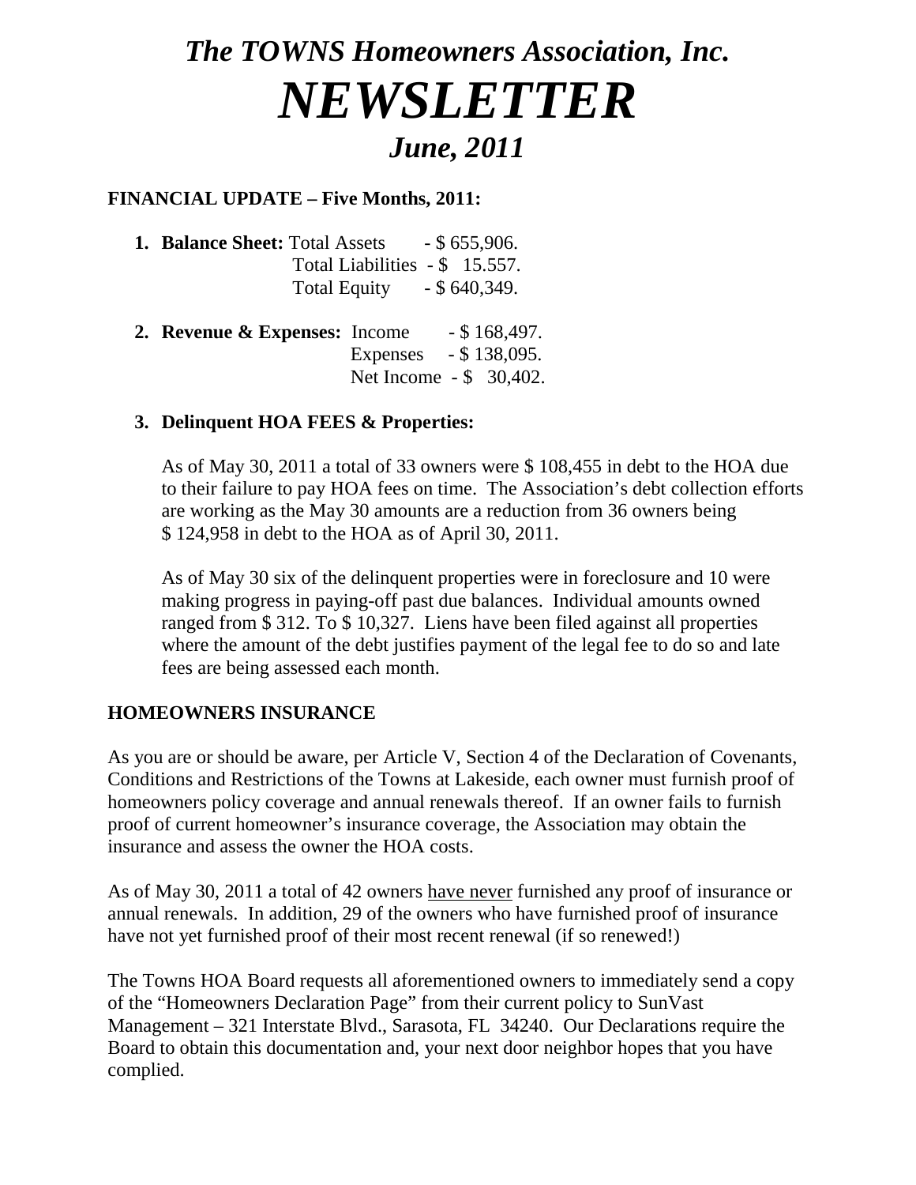# *The TOWNS Homeowners Association, Inc.*

# *NEWSLETTER*

## *June, 2011*

**FINANCIAL UPDATE – Five Months, 2011:**

1. **Balance Sheet:** Total Assets - $ 655,906.
   Total Liabilities - $ 15.557.
   Total Equity - $ 640,349.

2. **Revenue & Expenses:** Income - $ 168,497.
   Expenses - $ 138,095.
   Net Income - $ 30,402.

3. **Delinquent HOA FEES & Properties:**

   As of May 30, 2011 a total of 33 owners were $ 108,455 in debt to the HOA due to their failure to pay HOA fees on time. The Association's debt collection efforts are working as the May 30 amounts are a reduction from 36 owners being $ 124,958 in debt to the HOA as of April 30, 2011.

   As of May 30 six of the delinquent properties were in foreclosure and 10 were making progress in paying-off past due balances. Individual amounts owned ranged from $ 312. To $ 10,327. Liens have been filed against all properties where the amount of the debt justifies payment of the legal fee to do so and late fees are being assessed each month.

**HOMEOWNERS INSURANCE**

As you are or should be aware, per Article V, Section 4 of the Declaration of Covenants, Conditions and Restrictions of the Towns at Lakeside, each owner must furnish proof of homeowners policy coverage and annual renewals thereof. If an owner fails to furnish proof of current homeowner's insurance coverage, the Association may obtain the insurance and assess the owner the HOA costs.

As of May 30, 2011 a total of 42 owners <u>have never</u> furnished any proof of insurance or annual renewals. In addition, 29 of the owners who have furnished proof of insurance have not yet furnished proof of their most recent renewal (if so renewed!)

The Towns HOA Board requests all aforementioned owners to immediately send a copy of the "Homeowners Declaration Page" from their current policy to SunVast Management – 321 Interstate Blvd., Sarasota, FL 34240. Our Declarations require the Board to obtain this documentation and, your next door neighbor hopes that you have complied.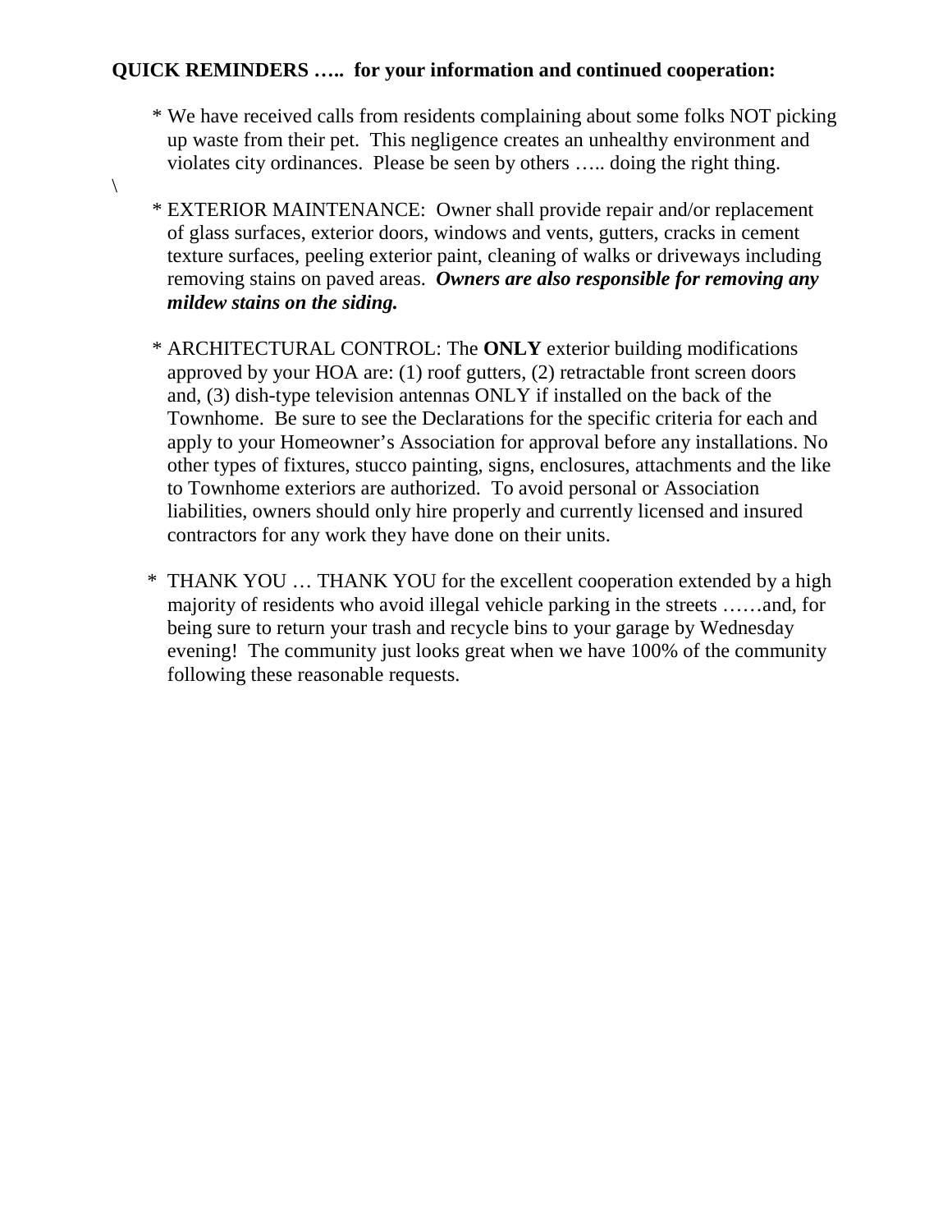**QUICK REMINDERS ….. for your information and continued cooperation:**

* We have received calls from residents complaining about some folks NOT picking up waste from their pet. This negligence creates an unhealthy environment and violates city ordinances. Please be seen by others ….. doing the right thing.

\

* EXTERIOR MAINTENANCE: Owner shall provide repair and/or replacement of glass surfaces, exterior doors, windows and vents, gutters, cracks in cement texture surfaces, peeling exterior paint, cleaning of walks or driveways including removing stains on paved areas. ***Owners are also responsible for removing any mildew stains on the siding.***

* ARCHITECTURAL CONTROL: The **ONLY** exterior building modifications approved by your HOA are: (1) roof gutters, (2) retractable front screen doors and, (3) dish-type television antennas ONLY if installed on the back of the Townhome. Be sure to see the Declarations for the specific criteria for each and apply to your Homeowner's Association for approval before any installations. No other types of fixtures, stucco painting, signs, enclosures, attachments and the like to Townhome exteriors are authorized. To avoid personal or Association liabilities, owners should only hire properly and currently licensed and insured contractors for any work they have done on their units.

* THANK YOU … THANK YOU for the excellent cooperation extended by a high majority of residents who avoid illegal vehicle parking in the streets ……and, for being sure to return your trash and recycle bins to your garage by Wednesday evening! The community just looks great when we have 100% of the community following these reasonable requests.